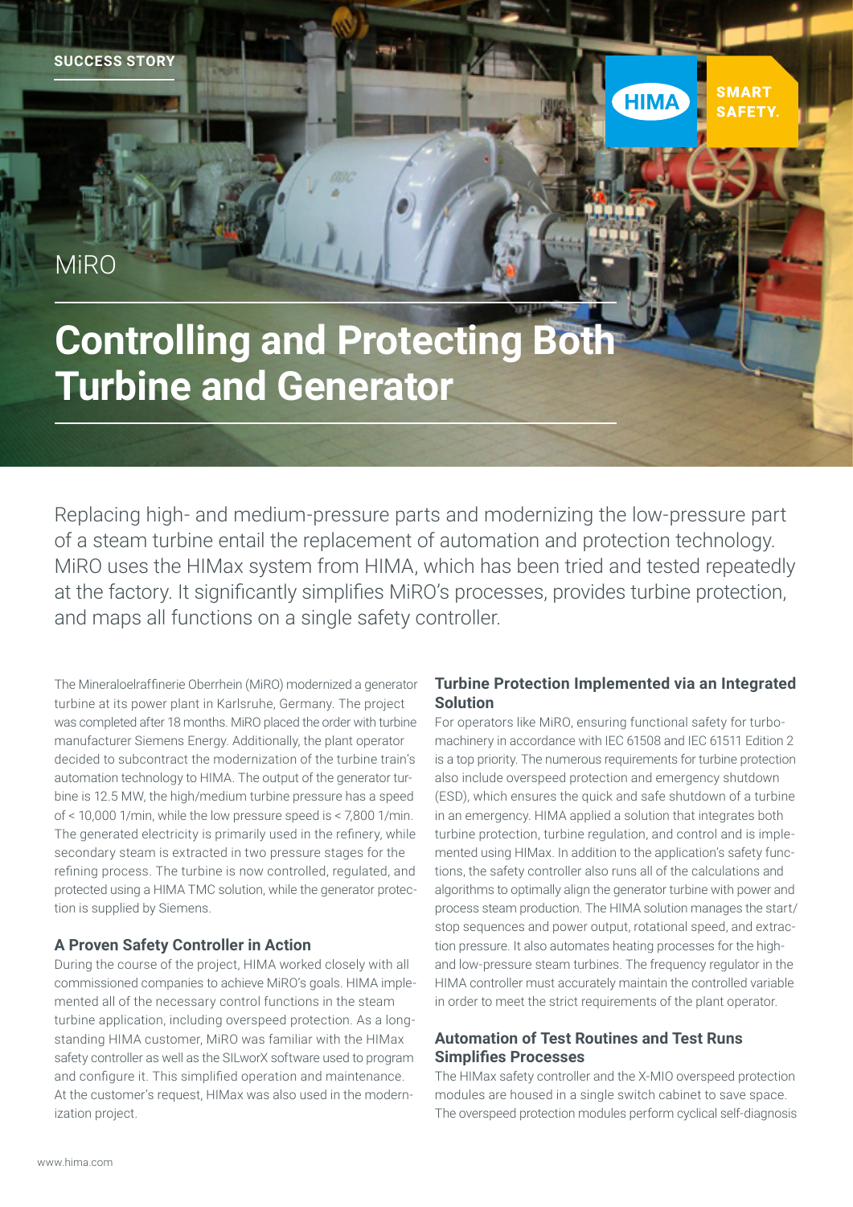SUCCESS STORY

MiRO

# Controlling and Protecting Both Turbine and Generator

Replacing high- and medium-pressure parts and modernizing the low-pressure part of a steam turbine entail the replacement of automation and protection technology. MiRO uses the HIMax system from HIMA, which has been tried and tested repeatedly at the factory. It significantly simplifies MiRO's processes, provides turbine protection, and maps all functions on a single safety controller.

The Mineraloelraffinerie Oberrhein (MiRO) modernized a generator turbine at its power plant in Karlsruhe, Germany. The project was completed after 18 months. MiRO placed the order with turbine manufacturer Siemens Energy. Additionally, the plant operator decided to subcontract the modernization of the turbine train's automation technology to HIMA. The output of the generator turbine is 12.5 MW, the high/medium turbine pressure has a speed of < 10,000 1/min, while the low pressure speed is < 7,800 1/min. The generated electricity is primarily used in the refinery, while secondary steam is extracted in two pressure stages for the refining process. The turbine is now controlled, regulated, and protected using a HIMA TMC solution, while the generator protection is supplied by Siemens.

## A Proven Safety Controller in Action

During the course of the project, HIMA worked closely with all commissioned companies to achieve MiRO's goals. HIMA implemented all of the necessary control functions in the steam turbine application, including overspeed protection. As a long-standing HIMA customer, MiRO was familiar with the HIMax safety controller as well as the SILworX software used to program and configure it. This simplified operation and maintenance. At the customer's request, HIMax was also used in the modernization project.

## Turbine Protection Implemented via an Integrated Solution

For operators like MiRO, ensuring functional safety for turbomachinery in accordance with IEC 61508 and IEC 61511 Edition 2 is a top priority. The numerous requirements for turbine protection also include overspeed protection and emergency shutdown (ESD), which ensures the quick and safe shutdown of a turbine in an emergency. HIMA applied a solution that integrates both turbine protection, turbine regulation, and control and is implemented using HIMax. In addition to the application's safety functions, the safety controller also runs all of the calculations and algorithms to optimally align the generator turbine with power and process steam production. The HIMA solution manages the start/stop sequences and power output, rotational speed, and extraction pressure. It also automates heating processes for the high- and low-pressure steam turbines. The frequency regulator in the HIMA controller must accurately maintain the controlled variable in order to meet the strict requirements of the plant operator.

## Automation of Test Routines and Test Runs Simplifies Processes

The HIMax safety controller and the X-MIO overspeed protection modules are housed in a single switch cabinet to save space. The overspeed protection modules perform cyclical self-diagnosis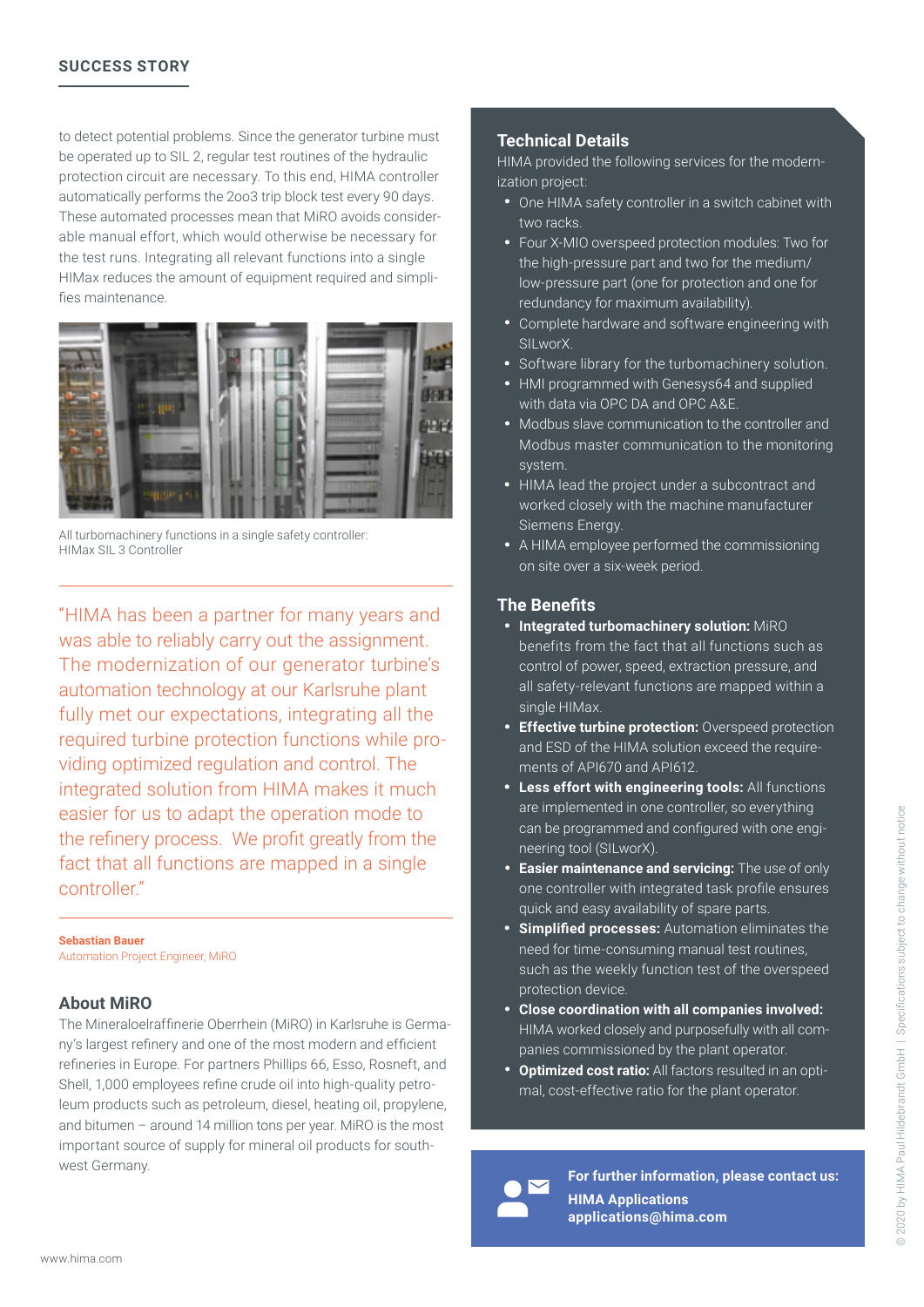to detect potential problems. Since the generator turbine must be operated up to SIL 2, regular test routines of the hydraulic protection circuit are necessary. To this end, HIMA controller automatically performs the 2oo3 trip block test every 90 days. These automated processes mean that MiRO avoids considerable manual effort, which would otherwise be necessary for the test runs. Integrating all relevant functions into a single HIMax reduces the amount of equipment required and simplifies maintenance.

All turbomachinery functions in a single safety controller: HIMax SIL 3 Controller

"HIMA has been a partner for many years and was able to reliably carry out the assignment. The modernization of our generator turbine's automation technology at our Karlsruhe plant fully met our expectations, integrating all the required turbine protection functions while providing optimized regulation and control. The integrated solution from HIMA makes it much easier for us to adapt the operation mode to the refinery process. We profit greatly from the fact that all functions are mapped in a single controller."

**Sebastian Bauer**
Automation Project Engineer, MiRO

## About MiRO

The Mineraloelraffinerie Oberrhein (MiRO) in Karlsruhe is Germany's largest refinery and one of the most modern and efficient refineries in Europe. For partners Phillips 66, Esso, Rosneft, and Shell, 1,000 employees refine crude oil into high-quality petroleum products such as petroleum, diesel, heating oil, propylene, and bitumen – around 14 million tons per year. MiRO is the most important source of supply for mineral oil products for southwest Germany.

## Technical Details

HIMA provided the following services for the modernization project:

- One HIMA safety controller in a switch cabinet with two racks.
- Four X-MIO overspeed protection modules: Two for the high-pressure part and two for the medium/low-pressure part (one for protection and one for redundancy for maximum availability).
- Complete hardware and software engineering with SILworX.
- Software library for the turbomachinery solution.
- HMI programmed with Genesys64 and supplied with data via OPC DA and OPC A&E.
- Modbus slave communication to the controller and Modbus master communication to the monitoring system.
- HIMA lead the project under a subcontract and worked closely with the machine manufacturer Siemens Energy.
- A HIMA employee performed the commissioning on site over a six-week period.

## The Benefits

- **Integrated turbomachinery solution:** MiRO benefits from the fact that all functions such as control of power, speed, extraction pressure, and all safety-relevant functions are mapped within a single HIMax.
- **Effective turbine protection:** Overspeed protection and ESD of the HIMA solution exceed the requirements of API670 and API612.
- **Less effort with engineering tools:** All functions are implemented in one controller, so everything can be programmed and configured with one engineering tool (SILworX).
- **Easier maintenance and servicing:** The use of only one controller with integrated task profile ensures quick and easy availability of spare parts.
- **Simplified processes:** Automation eliminates the need for time-consuming manual test routines, such as the weekly function test of the overspeed protection device.
- **Close coordination with all companies involved:** HIMA worked closely and purposefully with all companies commissioned by the plant operator.
- **Optimized cost ratio:** All factors resulted in an optimal, cost-effective ratio for the plant operator.

**For further information, please contact us:**
**HIMA Applications**
**applications@hima.com**

www.hima.com

© 2020 by HIMA Paul Hildebrandt GmbH | Specifications subject to change without notice